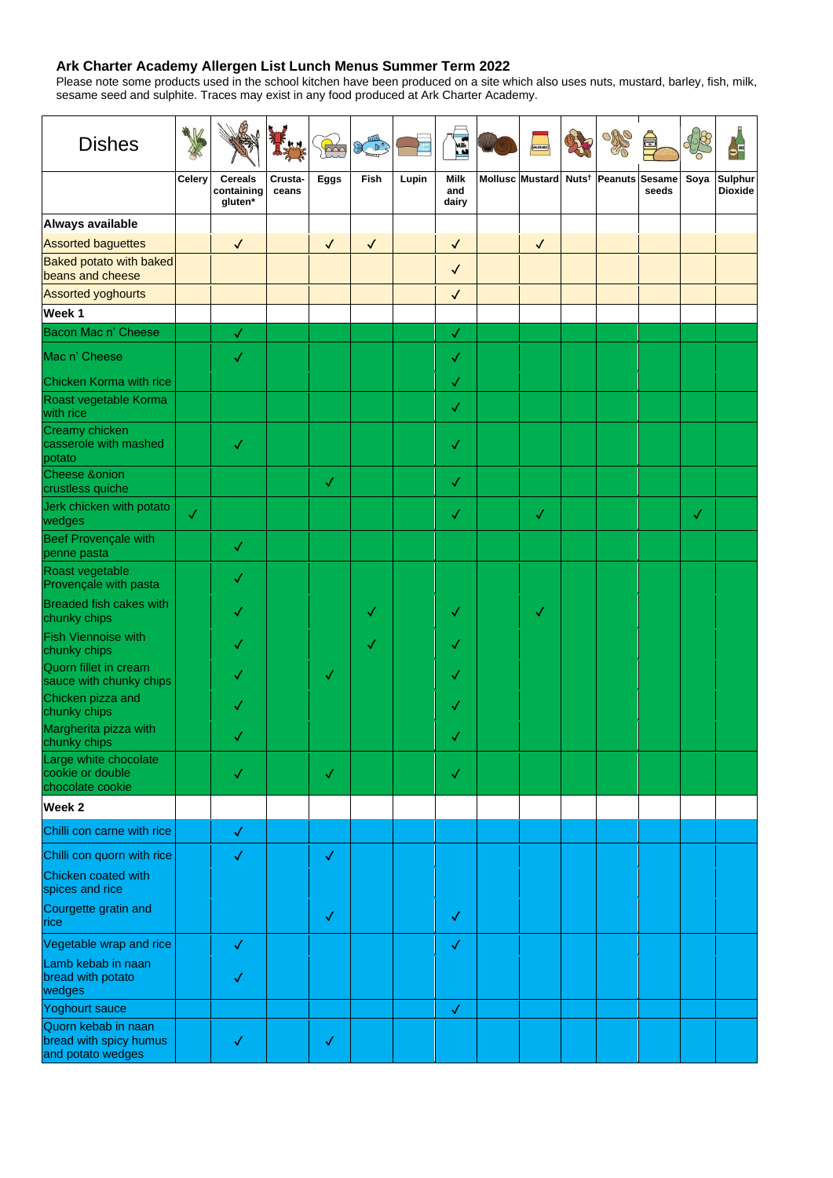# Ark Charter Academy Allergen List Lunch Menus Summer Term 2022

Please note some products used in the school kitchen have been produced on a site which also uses nuts, mustard, barley, fish, milk, sesame seed and sulphite. Traces may exist in any food produced at Ark Charter Academy.

| Dishes | Celery | Cereals containing gluten* | Crusta-ceans | Eggs | Fish | Lupin | Milk and dairy | Mollusc | Mustard | Nuts† | Peanuts | Sesame seeds | Soya | Sulphur Dioxide |
|---|---|---|---|---|---|---|---|---|---|---|---|---|---|---|
| **Always available** | | | | | | | | | | | | | | |
| Assorted baguettes | | ✓ | | ✓ | ✓ | | ✓ | | ✓ | | | | | |
| Baked potato with baked beans and cheese | | | | | | | ✓ | | | | | | | |
| Assorted yoghourts | | | | | | | ✓ | | | | | | | |
| **Week 1** | | | | | | | | | | | | | | |
| Bacon Mac n' Cheese | | ✓ | | | | | ✓ | | | | | | | |
| Mac n' Cheese | | ✓ | | | | | ✓ | | | | | | | |
| Chicken Korma with rice | | | | | | | ✓ | | | | | | | |
| Roast vegetable Korma with rice | | | | | | | ✓ | | | | | | | |
| Creamy chicken casserole with mashed potato | | ✓ | | | | | ✓ | | | | | | | |
| Cheese &onion crustless quiche | | | | ✓ | | | ✓ | | | | | | | |
| Jerk chicken with potato wedges | ✓ | | | | | | ✓ | | ✓ | | | | ✓ | |
| Beef Provençale with penne pasta | | ✓ | | | | | | | | | | | | |
| Roast vegetable Provençale with pasta | | ✓ | | | | | | | | | | | | |
| Breaded fish cakes with chunky chips | | ✓ | | | ✓ | | ✓ | | ✓ | | | | | |
| Fish Viennoise with chunky chips | | ✓ | | | ✓ | | ✓ | | | | | | | |
| Quorn fillet in cream sauce with chunky chips | | ✓ | | ✓ | | | ✓ | | | | | | | |
| Chicken pizza and chunky chips | | ✓ | | | | | ✓ | | | | | | | |
| Margherita pizza with chunky chips | | ✓ | | | | | ✓ | | | | | | | |
| Large white chocolate cookie or double chocolate cookie | | ✓ | | ✓ | | | ✓ | | | | | | | |
| **Week 2** | | | | | | | | | | | | | | |
| Chilli con carne with rice | | ✓ | | | | | | | | | | | | |
| Chilli con quorn with rice | | ✓ | | ✓ | | | | | | | | | | |
| Chicken coated with spices and rice | | | | | | | | | | | | | | |
| Courgette gratin and rice | | | | ✓ | | | ✓ | | | | | | | |
| Vegetable wrap and rice | | ✓ | | | | | ✓ | | | | | | | |
| Lamb kebab in naan bread with potato wedges | | ✓ | | | | | | | | | | | | |
| Yoghourt sauce | | | | | | | ✓ | | | | | | | |
| Quorn kebab in naan bread with spicy humus and potato wedges | | ✓ | | ✓ | | | | | | | | | | |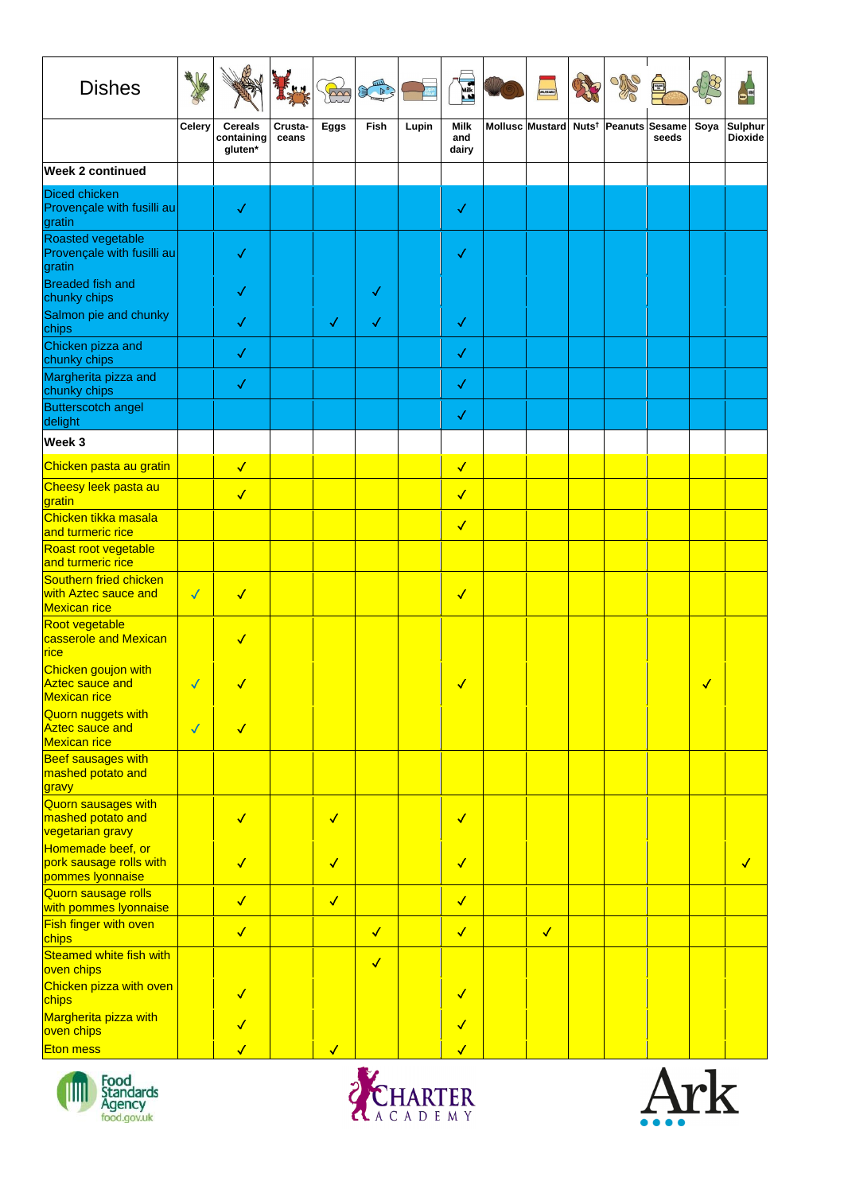| Dishes | Celery | Cereals containing gluten* | Crusta-ceans | Eggs | Fish | Lupin | Milk and dairy | Mollusc | Mustard | Nuts† | Peanuts | Sesame seeds | Soya | Sulphur Dioxide |
|---|---|---|---|---|---|---|---|---|---|---|---|---|---|---|
| **Week 2 continued** | | | | | | | | | | | | | | |
| Diced chicken Provençale with fusilli au gratin | | ✓ | | | | | ✓ | | | | | | | |
| Roasted vegetable Provençale with fusilli au gratin | | ✓ | | | | | ✓ | | | | | | | |
| Breaded fish and chunky chips | | ✓ | | | ✓ | | | | | | | | | |
| Salmon pie and chunky chips | | ✓ | | ✓ | ✓ | | ✓ | | | | | | | |
| Chicken pizza and chunky chips | | ✓ | | | | | ✓ | | | | | | | |
| Margherita pizza and chunky chips | | ✓ | | | | | ✓ | | | | | | | |
| Butterscotch angel delight | | | | | | | ✓ | | | | | | | |
| **Week 3** | | | | | | | | | | | | | | |
| Chicken pasta au gratin | | ✓ | | | | | ✓ | | | | | | | |
| Cheesy leek pasta au gratin | | ✓ | | | | | ✓ | | | | | | | |
| Chicken tikka masala and turmeric rice | | | | | | | ✓ | | | | | | | |
| Roast root vegetable and turmeric rice | | | | | | | | | | | | | | |
| Southern fried chicken with Aztec sauce and Mexican rice | ✓ | ✓ | | | | | ✓ | | | | | | | |
| Root vegetable casserole and Mexican rice | | ✓ | | | | | | | | | | | | |
| Chicken goujon with Aztec sauce and Mexican rice | ✓ | ✓ | | | | | ✓ | | | | | | ✓ | |
| Quorn nuggets with Aztec sauce and Mexican rice | ✓ | ✓ | | | | | | | | | | | | |
| Beef sausages with mashed potato and gravy | | | | | | | | | | | | | | |
| Quorn sausages with mashed potato and vegetarian gravy | | ✓ | | ✓ | | | ✓ | | | | | | | |
| Homemade beef, or pork sausage rolls with pommes lyonnaise | | ✓ | | ✓ | | | ✓ | | | | | | | ✓ |
| Quorn sausage rolls with pommes lyonnaise | | ✓ | | ✓ | | | ✓ | | | | | | | |
| Fish finger with oven chips | | ✓ | | | ✓ | | ✓ | | ✓ | | | | | |
| Steamed white fish with oven chips | | | | | ✓ | | | | | | | | | |
| Chicken pizza with oven chips | | ✓ | | | | | ✓ | | | | | | | |
| Margherita pizza with oven chips | | ✓ | | | | | ✓ | | | | | | | |
| Eton mess | | ✓ | | ✓ | | | ✓ | | | | | | | |

Food Standards Agency food.gov.uk

CHARTER ACADEMY

Ark